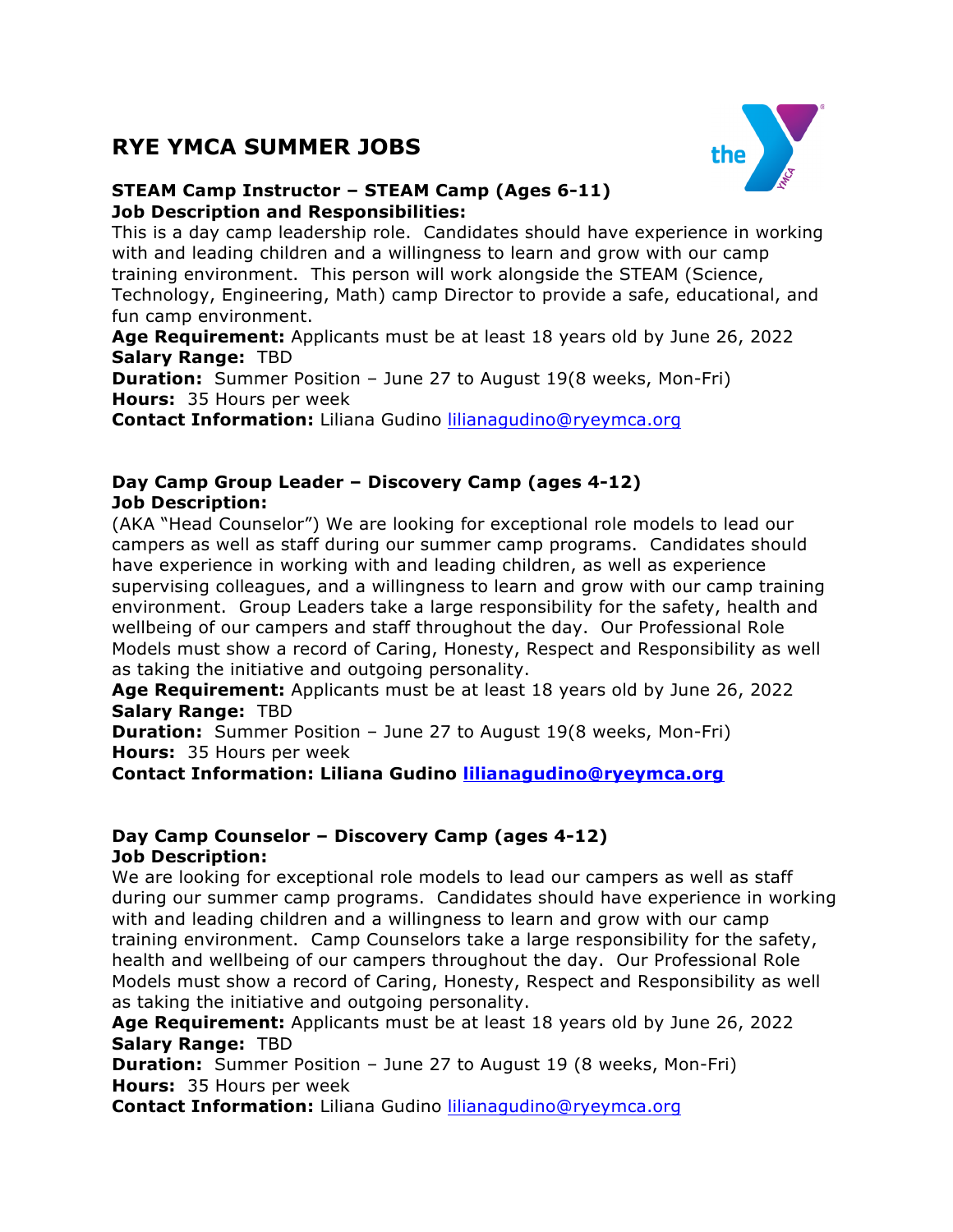# RYE YMCA SUMMER JOBS

### STEAM Camp Instructor – STEAM Camp (Ages 6-11)

**Job Description and Responsibilities:**

This is a day camp leadership role. Candidates should have experience in working with and leading children and a willingness to learn and grow with our camp training environment. This person will work alongside the STEAM (Science, Technology, Engineering, Math) camp Director to provide a safe, educational, and fun camp environment.

**Age Requirement:** Applicants must be at least 18 years old by June 26, 2022
**Salary Range:** TBD
**Duration:** Summer Position – June 27 to August 19(8 weeks, Mon-Fri)
**Hours:** 35 Hours per week
**Contact Information:** Liliana Gudino lilianagudino@ryeymca.org

### Day Camp Group Leader – Discovery Camp (ages 4-12)

**Job Description:**

(AKA "Head Counselor") We are looking for exceptional role models to lead our campers as well as staff during our summer camp programs. Candidates should have experience in working with and leading children, as well as experience supervising colleagues, and a willingness to learn and grow with our camp training environment. Group Leaders take a large responsibility for the safety, health and wellbeing of our campers and staff throughout the day. Our Professional Role Models must show a record of Caring, Honesty, Respect and Responsibility as well as taking the initiative and outgoing personality.

**Age Requirement:** Applicants must be at least 18 years old by June 26, 2022
**Salary Range:** TBD
**Duration:** Summer Position – June 27 to August 19(8 weeks, Mon-Fri)
**Hours:** 35 Hours per week
**Contact Information: Liliana Gudino lilianagudino@ryeymca.org**

### Day Camp Counselor – Discovery Camp (ages 4-12)

**Job Description:**

We are looking for exceptional role models to lead our campers as well as staff during our summer camp programs. Candidates should have experience in working with and leading children and a willingness to learn and grow with our camp training environment. Camp Counselors take a large responsibility for the safety, health and wellbeing of our campers throughout the day. Our Professional Role Models must show a record of Caring, Honesty, Respect and Responsibility as well as taking the initiative and outgoing personality.

**Age Requirement:** Applicants must be at least 18 years old by June 26, 2022
**Salary Range:** TBD
**Duration:** Summer Position – June 27 to August 19 (8 weeks, Mon-Fri)
**Hours:** 35 Hours per week
**Contact Information:** Liliana Gudino lilianagudino@ryeymca.org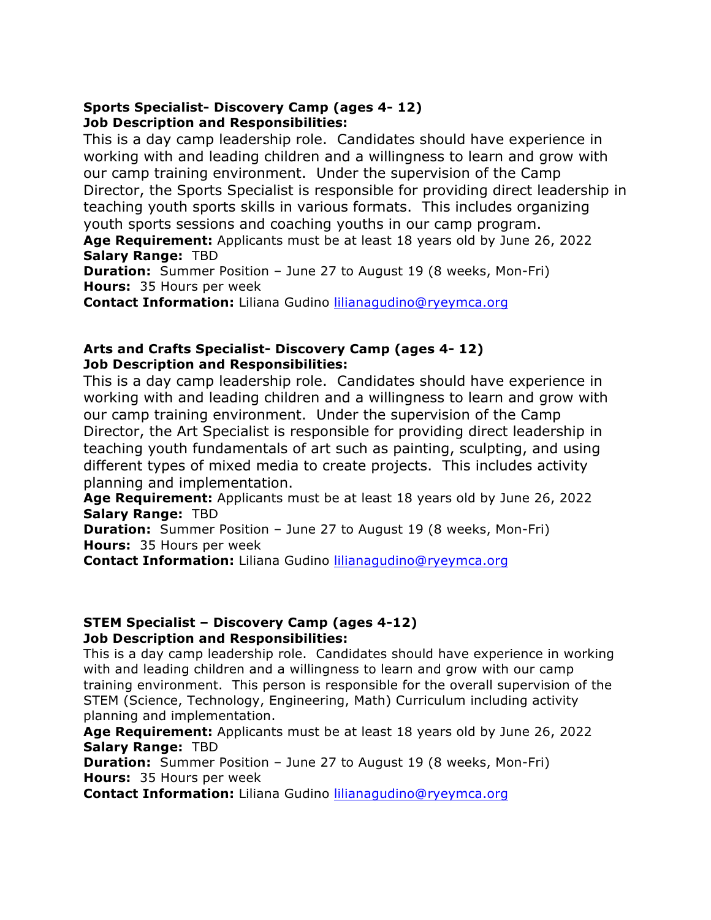**Sports Specialist- Discovery Camp (ages 4- 12)**
**Job Description and Responsibilities:**

This is a day camp leadership role. Candidates should have experience in working with and leading children and a willingness to learn and grow with our camp training environment. Under the supervision of the Camp Director, the Sports Specialist is responsible for providing direct leadership in teaching youth sports skills in various formats. This includes organizing youth sports sessions and coaching youths in our camp program.

**Age Requirement:** Applicants must be at least 18 years old by June 26, 2022
**Salary Range:** TBD
**Duration:** Summer Position – June 27 to August 19 (8 weeks, Mon-Fri)
**Hours:** 35 Hours per week
**Contact Information:** Liliana Gudino lilianagudino@ryeymca.org

**Arts and Crafts Specialist- Discovery Camp (ages 4- 12)**
**Job Description and Responsibilities:**

This is a day camp leadership role. Candidates should have experience in working with and leading children and a willingness to learn and grow with our camp training environment. Under the supervision of the Camp Director, the Art Specialist is responsible for providing direct leadership in teaching youth fundamentals of art such as painting, sculpting, and using different types of mixed media to create projects. This includes activity planning and implementation.

**Age Requirement:** Applicants must be at least 18 years old by June 26, 2022
**Salary Range:** TBD
**Duration:** Summer Position – June 27 to August 19 (8 weeks, Mon-Fri)
**Hours:** 35 Hours per week
**Contact Information:** Liliana Gudino lilianagudino@ryeymca.org

**STEM Specialist – Discovery Camp (ages 4-12)**
**Job Description and Responsibilities:**

This is a day camp leadership role. Candidates should have experience in working with and leading children and a willingness to learn and grow with our camp training environment. This person is responsible for the overall supervision of the STEM (Science, Technology, Engineering, Math) Curriculum including activity planning and implementation.

**Age Requirement:** Applicants must be at least 18 years old by June 26, 2022
**Salary Range:** TBD
**Duration:** Summer Position – June 27 to August 19 (8 weeks, Mon-Fri)
**Hours:** 35 Hours per week
**Contact Information:** Liliana Gudino lilianagudino@ryeymca.org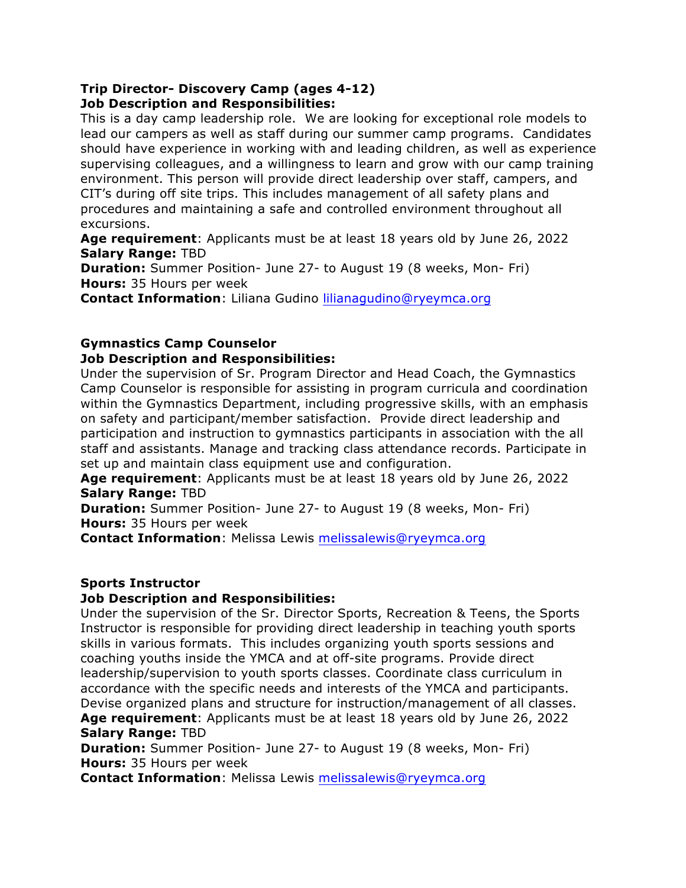**Trip Director- Discovery Camp (ages 4-12)**
**Job Description and Responsibilities:**
This is a day camp leadership role. We are looking for exceptional role models to lead our campers as well as staff during our summer camp programs. Candidates should have experience in working with and leading children, as well as experience supervising colleagues, and a willingness to learn and grow with our camp training environment. This person will provide direct leadership over staff, campers, and CIT's during off site trips. This includes management of all safety plans and procedures and maintaining a safe and controlled environment throughout all excursions.
**Age requirement**: Applicants must be at least 18 years old by June 26, 2022
**Salary Range:** TBD
**Duration:** Summer Position- June 27- to August 19 (8 weeks, Mon- Fri)
**Hours:** 35 Hours per week
**Contact Information**: Liliana Gudino lilianagudino@ryeymca.org

**Gymnastics Camp Counselor**
**Job Description and Responsibilities:**
Under the supervision of Sr. Program Director and Head Coach, the Gymnastics Camp Counselor is responsible for assisting in program curricula and coordination within the Gymnastics Department, including progressive skills, with an emphasis on safety and participant/member satisfaction. Provide direct leadership and participation and instruction to gymnastics participants in association with the all staff and assistants. Manage and tracking class attendance records. Participate in set up and maintain class equipment use and configuration.
**Age requirement**: Applicants must be at least 18 years old by June 26, 2022
**Salary Range:** TBD
**Duration:** Summer Position- June 27- to August 19 (8 weeks, Mon- Fri)
**Hours:** 35 Hours per week
**Contact Information**: Melissa Lewis melissalewis@ryeymca.org

**Sports Instructor**
**Job Description and Responsibilities:**
Under the supervision of the Sr. Director Sports, Recreation & Teens, the Sports Instructor is responsible for providing direct leadership in teaching youth sports skills in various formats. This includes organizing youth sports sessions and coaching youths inside the YMCA and at off-site programs. Provide direct leadership/supervision to youth sports classes. Coordinate class curriculum in accordance with the specific needs and interests of the YMCA and participants. Devise organized plans and structure for instruction/management of all classes.
**Age requirement**: Applicants must be at least 18 years old by June 26, 2022
**Salary Range:** TBD
**Duration:** Summer Position- June 27- to August 19 (8 weeks, Mon- Fri)
**Hours:** 35 Hours per week
**Contact Information**: Melissa Lewis melissalewis@ryeymca.org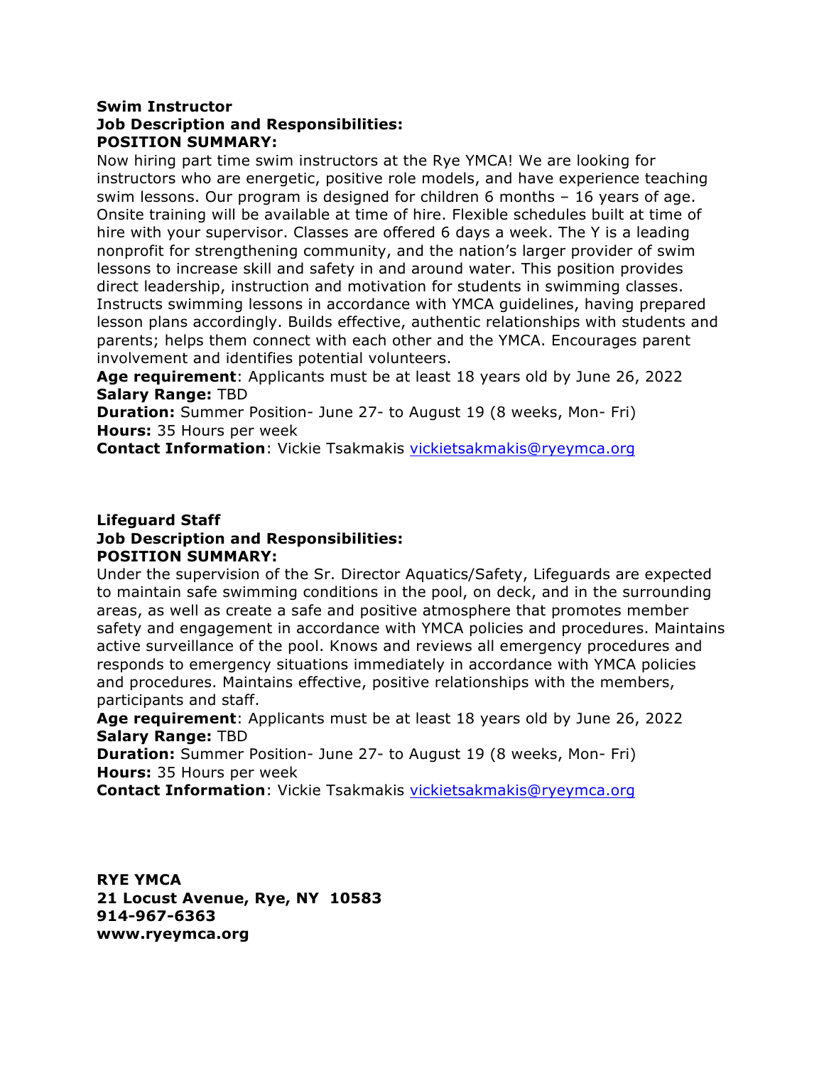**Swim Instructor**
**Job Description and Responsibilities:**
**POSITION SUMMARY:**

Now hiring part time swim instructors at the Rye YMCA! We are looking for instructors who are energetic, positive role models, and have experience teaching swim lessons. Our program is designed for children 6 months – 16 years of age. Onsite training will be available at time of hire. Flexible schedules built at time of hire with your supervisor. Classes are offered 6 days a week. The Y is a leading nonprofit for strengthening community, and the nation's larger provider of swim lessons to increase skill and safety in and around water. This position provides direct leadership, instruction and motivation for students in swimming classes. Instructs swimming lessons in accordance with YMCA guidelines, having prepared lesson plans accordingly. Builds effective, authentic relationships with students and parents; helps them connect with each other and the YMCA. Encourages parent involvement and identifies potential volunteers.

**Age requirement**: Applicants must be at least 18 years old by June 26, 2022
**Salary Range:** TBD
**Duration:** Summer Position- June 27- to August 19 (8 weeks, Mon- Fri)
**Hours:** 35 Hours per week
**Contact Information**: Vickie Tsakmakis vickietsakmakis@ryeymca.org

**Lifeguard Staff**
**Job Description and Responsibilities:**
**POSITION SUMMARY:**

Under the supervision of the Sr. Director Aquatics/Safety, Lifeguards are expected to maintain safe swimming conditions in the pool, on deck, and in the surrounding areas, as well as create a safe and positive atmosphere that promotes member safety and engagement in accordance with YMCA policies and procedures. Maintains active surveillance of the pool. Knows and reviews all emergency procedures and responds to emergency situations immediately in accordance with YMCA policies and procedures. Maintains effective, positive relationships with the members, participants and staff.

**Age requirement**: Applicants must be at least 18 years old by June 26, 2022
**Salary Range:** TBD
**Duration:** Summer Position- June 27- to August 19 (8 weeks, Mon- Fri)
**Hours:** 35 Hours per week
**Contact Information**: Vickie Tsakmakis vickietsakmakis@ryeymca.org

**RYE YMCA**
**21 Locust Avenue, Rye, NY 10583**
**914-967-6363**
**www.ryeymca.org**